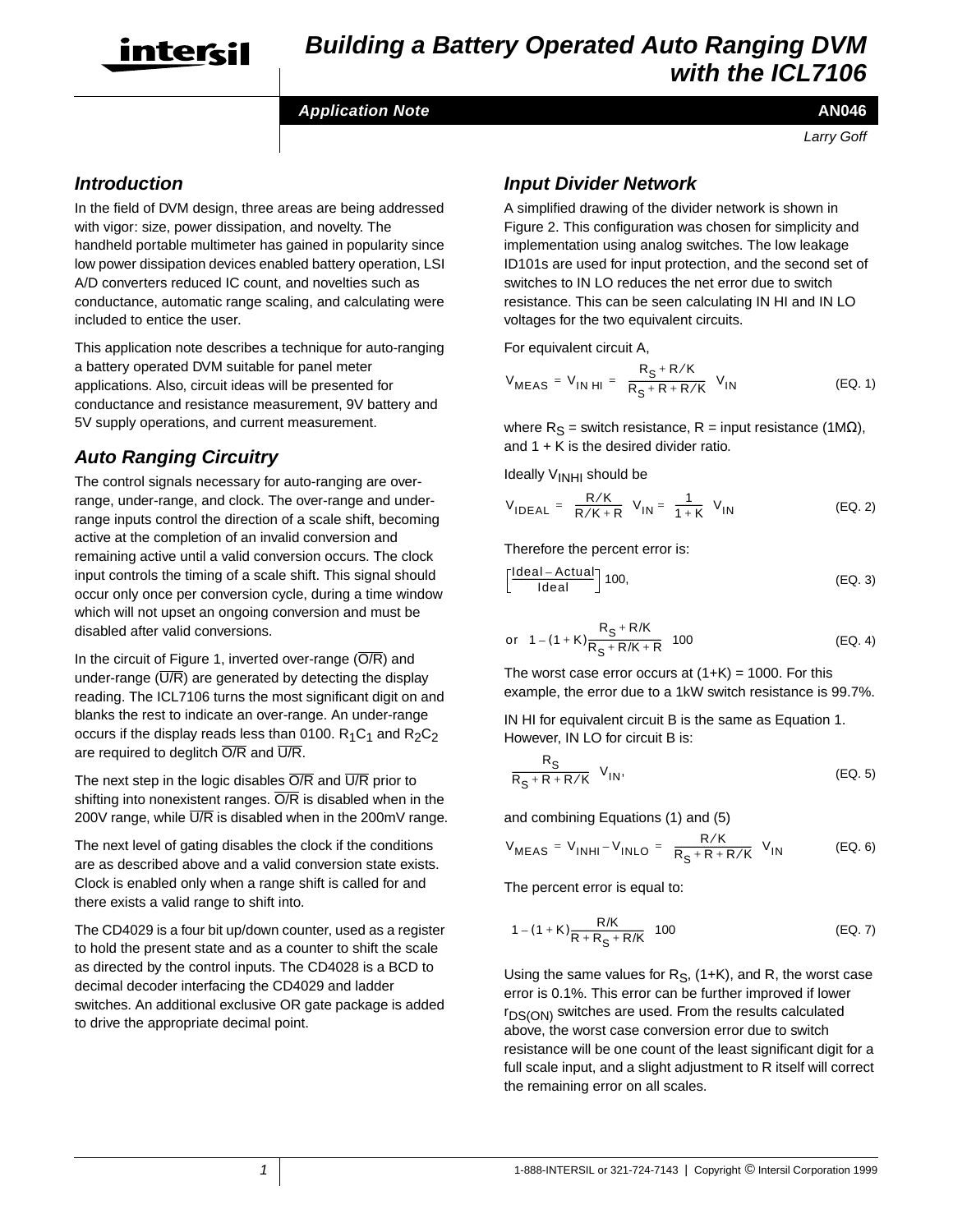# Building a Battery Operated Auto Ranging DVM with the ICL7106

**Application Note** **AN046**

*Larry Goff*

## Introduction

In the field of DVM design, three areas are being addressed with vigor: size, power dissipation, and novelty. The handheld portable multimeter has gained in popularity since low power dissipation devices enabled battery operation, LSI A/D converters reduced IC count, and novelties such as conductance, automatic range scaling, and calculating were included to entice the user.

This application note describes a technique for auto-ranging a battery operated DVM suitable for panel meter applications. Also, circuit ideas will be presented for conductance and resistance measurement, 9V battery and 5V supply operations, and current measurement.

## Auto Ranging Circuitry

The control signals necessary for auto-ranging are over-range, under-range, and clock. The over-range and under-range inputs control the direction of a scale shift, becoming active at the completion of an invalid conversion and remaining active until a valid conversion occurs. The clock input controls the timing of a scale shift. This signal should occur only once per conversion cycle, during a time window which will not upset an ongoing conversion and must be disabled after valid conversions.

In the circuit of Figure 1, inverted over-range ($\overline{O/R}$) and under-range ($\overline{U/R}$) are generated by detecting the display reading. The ICL7106 turns the most significant digit on and blanks the rest to indicate an over-range. An under-range occurs if the display reads less than 0100. $R_1C_1$ and $R_2C_2$ are required to deglitch $\overline{O/R}$ and $\overline{U/R}$.

The next step in the logic disables $\overline{O/R}$ and $\overline{U/R}$ prior to shifting into nonexistent ranges. $\overline{O/R}$ is disabled when in the 200V range, while $\overline{U/R}$ is disabled when in the 200mV range.

The next level of gating disables the clock if the conditions are as described above and a valid conversion state exists. Clock is enabled only when a range shift is called for and there exists a valid range to shift into.

The CD4029 is a four bit up/down counter, used as a register to hold the present state and as a counter to shift the scale as directed by the control inputs. The CD4028 is a BCD to decimal decoder interfacing the CD4029 and ladder switches. An additional exclusive OR gate package is added to drive the appropriate decimal point.

## Input Divider Network

A simplified drawing of the divider network is shown in Figure 2. This configuration was chosen for simplicity and implementation using analog switches. The low leakage ID101s are used for input protection, and the second set of switches to IN LO reduces the net error due to switch resistance. This can be seen calculating IN HI and IN LO voltages for the two equivalent circuits.

For equivalent circuit A,

$$V_{MEAS} = V_{IN\ HI} = \frac{R_S + R/K}{R_S + R + R/K} V_{IN} \tag{EQ. 1}$$

where $R_S$ = switch resistance, R = input resistance (1MΩ), and 1 + K is the desired divider ratio.

Ideally $V_{INHI}$ should be

$$V_{IDEAL} = \frac{R/K}{R/K + R} V_{IN} = \frac{1}{1 + K} V_{IN} \tag{EQ. 2}$$

Therefore the percent error is:

$$\left[\frac{\text{Ideal} - \text{Actual}}{\text{Ideal}}\right] 100, \tag{EQ. 3}$$

$$\text{or} \quad 1 - (1 + K)\frac{R_S + R/K}{R_S + R/K + R} \quad 100 \tag{EQ. 4}$$

The worst case error occurs at (1+K) = 1000. For this example, the error due to a 1kW switch resistance is 99.7%.

IN HI for equivalent circuit B is the same as Equation 1. However, IN LO for circuit B is:

$$\frac{R_S}{R_S + R + R/K} V_{IN}, \tag{EQ. 5}$$

and combining Equations (1) and (5)

$$V_{MEAS} = V_{INHI} - V_{INLO} = \frac{R/K}{R_S + R + R/K} V_{IN} \tag{EQ. 6}$$

The percent error is equal to:

$$1 - (1 + K)\frac{R/K}{R + R_S + R/K} \quad 100 \tag{EQ. 7}$$

Using the same values for $R_S$, (1+K), and R, the worst case error is 0.1%. This error can be further improved if lower $r_{DS(ON)}$ switches are used. From the results calculated above, the worst case conversion error due to switch resistance will be one count of the least significant digit for a full scale input, and a slight adjustment to R itself will correct the remaining error on all scales.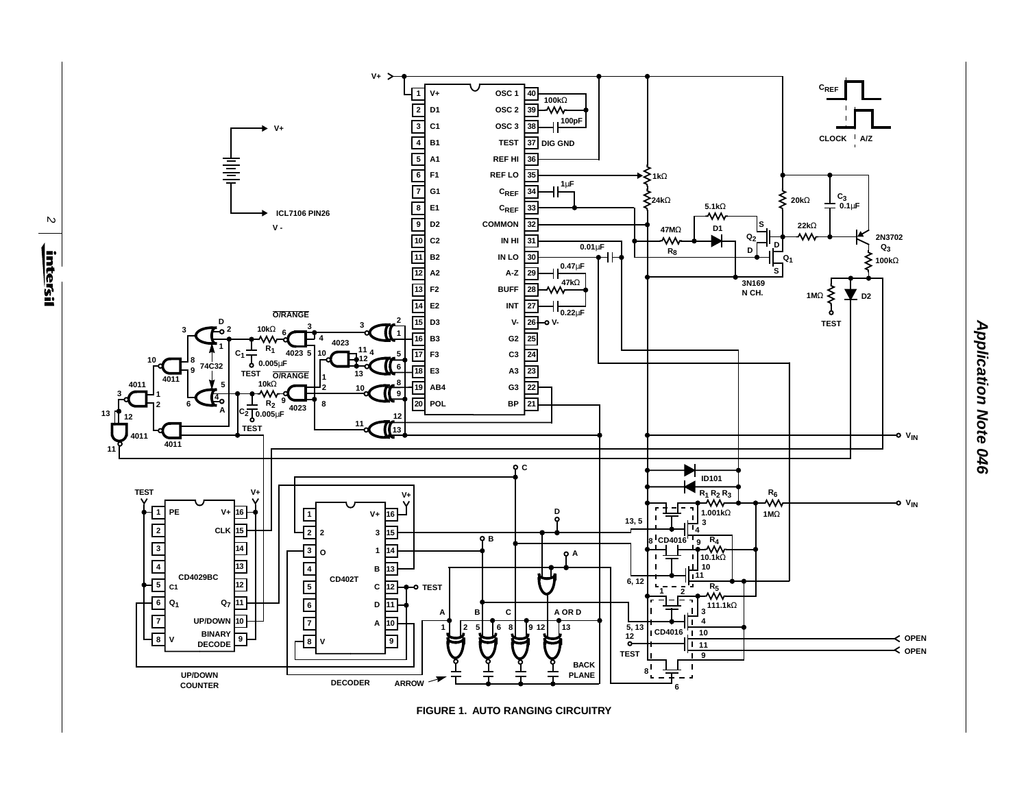FIGURE 1. AUTO RANGING CIRCUITRY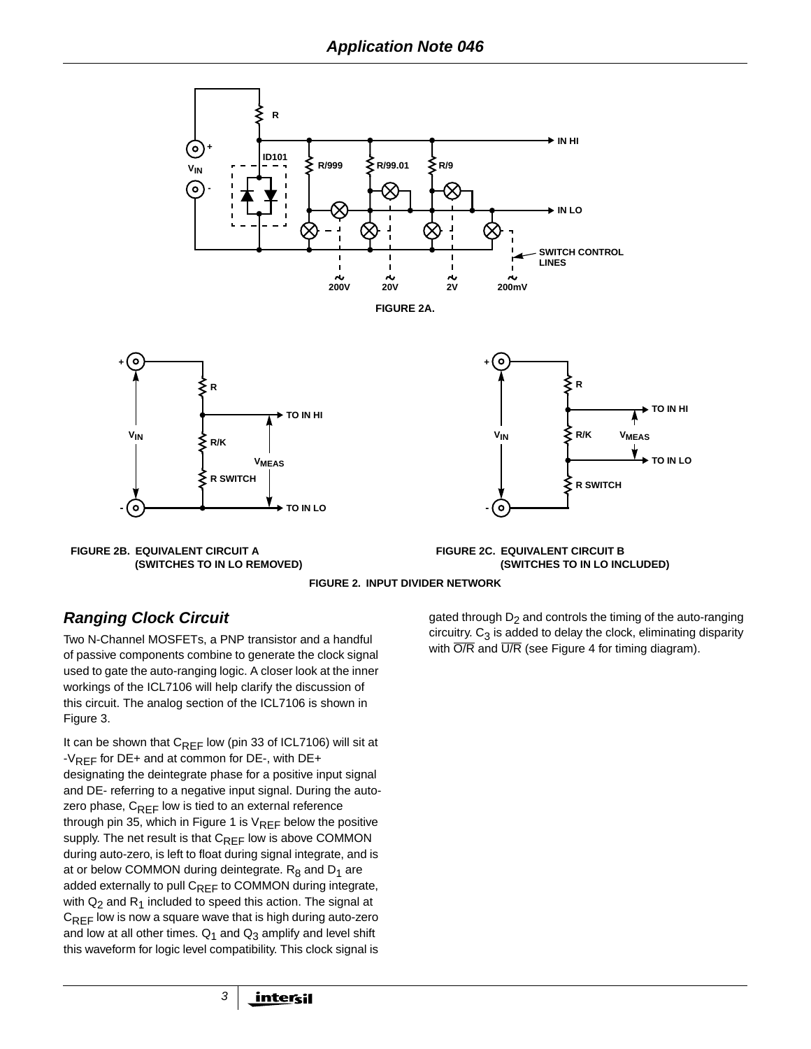FIGURE 2A.

FIGURE 2B. EQUIVALENT CIRCUIT A (SWITCHES TO IN LO REMOVED)

FIGURE 2C. EQUIVALENT CIRCUIT B (SWITCHES TO IN LO INCLUDED)

FIGURE 2. INPUT DIVIDER NETWORK

## Ranging Clock Circuit

Two N-Channel MOSFETs, a PNP transistor and a handful of passive components combine to generate the clock signal used to gate the auto-ranging logic. A closer look at the inner workings of the ICL7106 will help clarify the discussion of this circuit. The analog section of the ICL7106 is shown in Figure 3.

It can be shown that $C_{REF}$ low (pin 33 of ICL7106) will sit at $-V_{REF}$ for DE+ and at common for DE-, with DE+ designating the deintegrate phase for a positive input signal and DE- referring to a negative input signal. During the auto-zero phase, $C_{REF}$ low is tied to an external reference through pin 35, which in Figure 1 is $V_{REF}$ below the positive supply. The net result is that $C_{REF}$ low is above COMMON during auto-zero, is left to float during signal integrate, and is at or below COMMON during deintegrate. $R_8$ and $D_1$ are added externally to pull $C_{REF}$ to COMMON during integrate, with $Q_2$ and $R_1$ included to speed this action. The signal at $C_{REF}$ low is now a square wave that is high during auto-zero and low at all other times. $Q_1$ and $Q_3$ amplify and level shift this waveform for logic level compatibility. This clock signal is gated through $D_2$ and controls the timing of the auto-ranging circuitry. $C_3$ is added to delay the clock, eliminating disparity with $\overline{O/R}$ and $\overline{U/R}$ (see Figure 4 for timing diagram).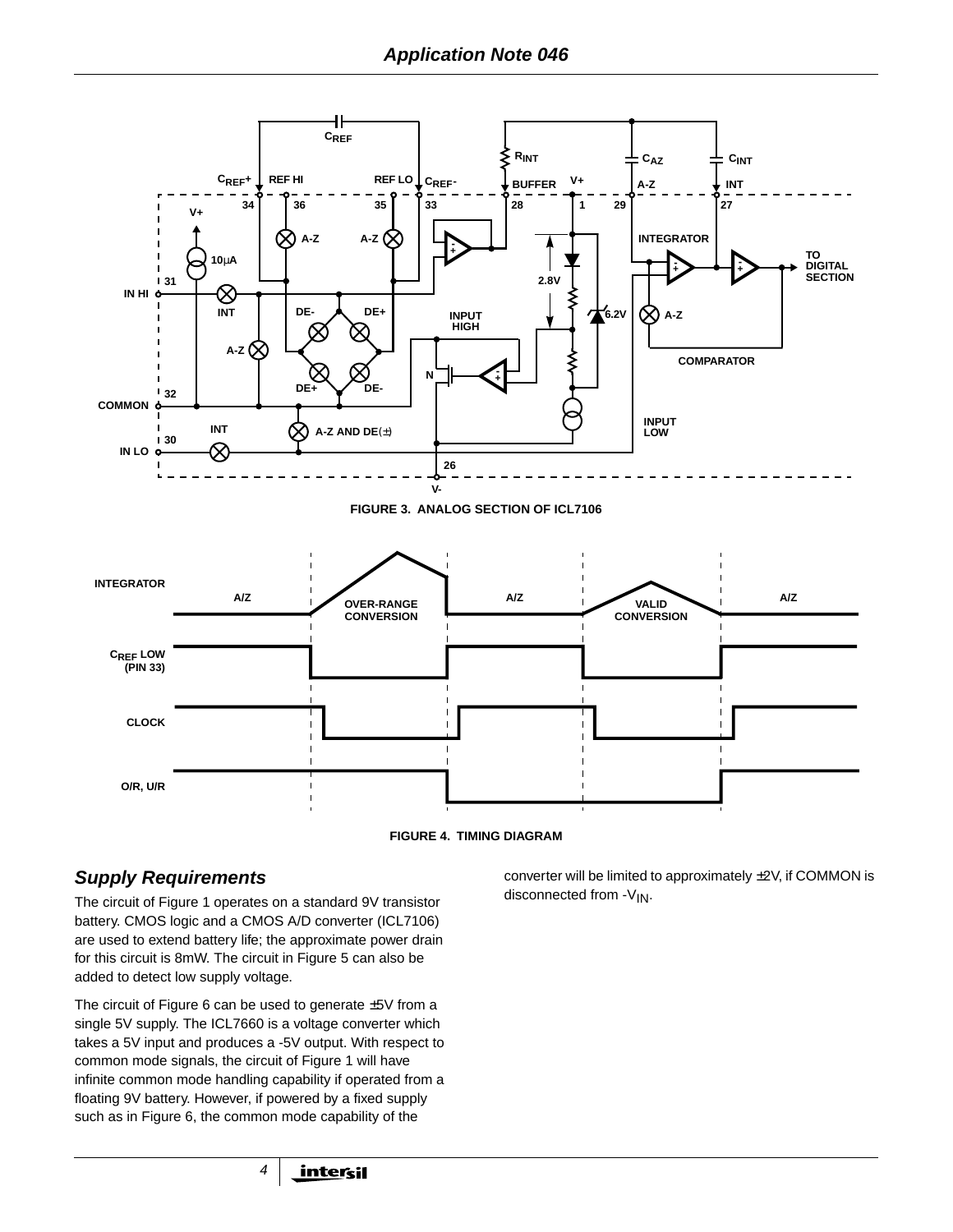FIGURE 3. ANALOG SECTION OF ICL7106

FIGURE 4. TIMING DIAGRAM

## *Supply Requirements*

The circuit of Figure 1 operates on a standard 9V transistor battery. CMOS logic and a CMOS A/D converter (ICL7106) are used to extend battery life; the approximate power drain for this circuit is 8mW. The circuit in Figure 5 can also be added to detect low supply voltage.

The circuit of Figure 6 can be used to generate ±5V from a single 5V supply. The ICL7660 is a voltage converter which takes a 5V input and produces a -5V output. With respect to common mode signals, the circuit of Figure 1 will have infinite common mode handling capability if operated from a floating 9V battery. However, if powered by a fixed supply such as in Figure 6, the common mode capability of the converter will be limited to approximately ±2V, if COMMON is disconnected from $-V_{IN}$.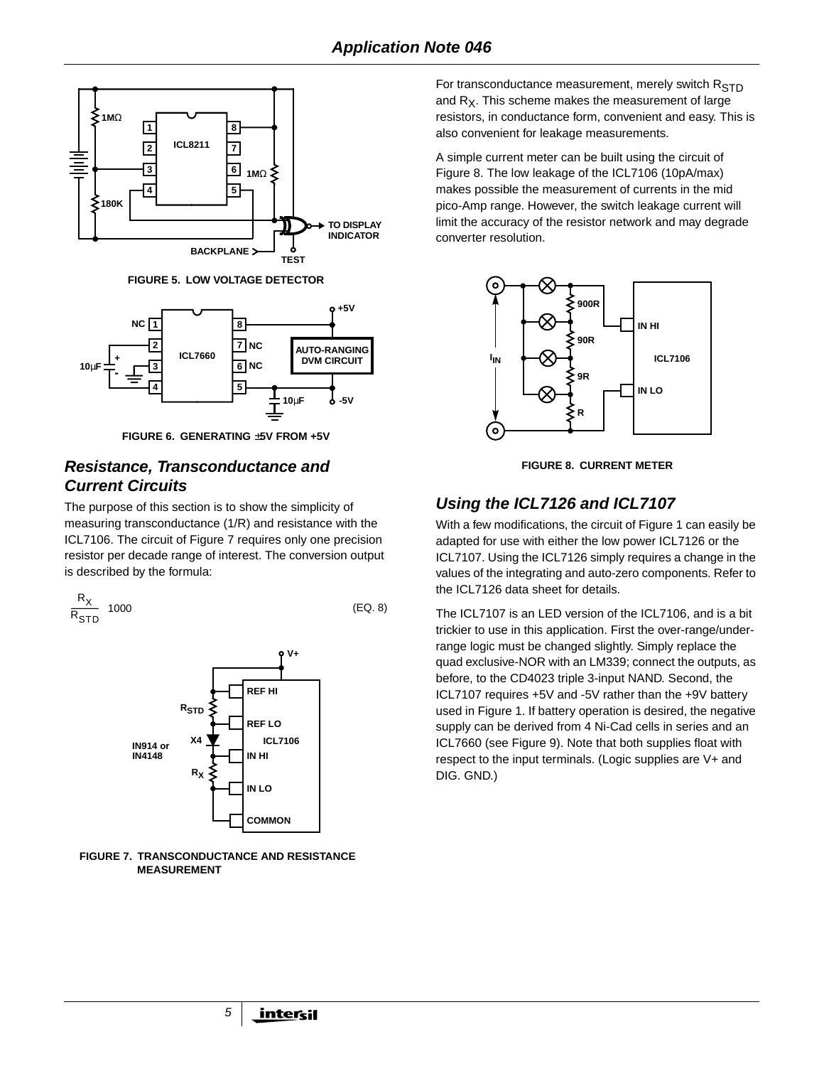FIGURE 5. LOW VOLTAGE DETECTOR

FIGURE 6. GENERATING ±5V FROM +5V

## *Resistance, Transconductance and Current Circuits*

The purpose of this section is to show the simplicity of measuring transconductance (1/R) and resistance with the ICL7106. The circuit of Figure 7 requires only one precision resistor per decade range of interest. The conversion output is described by the formula:

$$\frac{R_X}{R_{STD}} 1000 \tag{EQ. 8}$$

FIGURE 7. TRANSCONDUCTANCE AND RESISTANCE MEASUREMENT

For transconductance measurement, merely switch $R_{STD}$ and $R_X$. This scheme makes the measurement of large resistors, in conductance form, convenient and easy. This is also convenient for leakage measurements.

A simple current meter can be built using the circuit of Figure 8. The low leakage of the ICL7106 (10pA/max) makes possible the measurement of currents in the mid pico-Amp range. However, the switch leakage current will limit the accuracy of the resistor network and may degrade converter resolution.

FIGURE 8. CURRENT METER

## *Using the ICL7126 and ICL7107*

With a few modifications, the circuit of Figure 1 can easily be adapted for use with either the low power ICL7126 or the ICL7107. Using the ICL7126 simply requires a change in the values of the integrating and auto-zero components. Refer to the ICL7126 data sheet for details.

The ICL7107 is an LED version of the ICL7106, and is a bit trickier to use in this application. First the over-range/under-range logic must be changed slightly. Simply replace the quad exclusive-NOR with an LM339; connect the outputs, as before, to the CD4023 triple 3-input NAND. Second, the ICL7107 requires +5V and -5V rather than the +9V battery used in Figure 1. If battery operation is desired, the negative supply can be derived from 4 Ni-Cad cells in series and an ICL7660 (see Figure 9). Note that both supplies float with respect to the input terminals. (Logic supplies are V+ and DIG. GND.)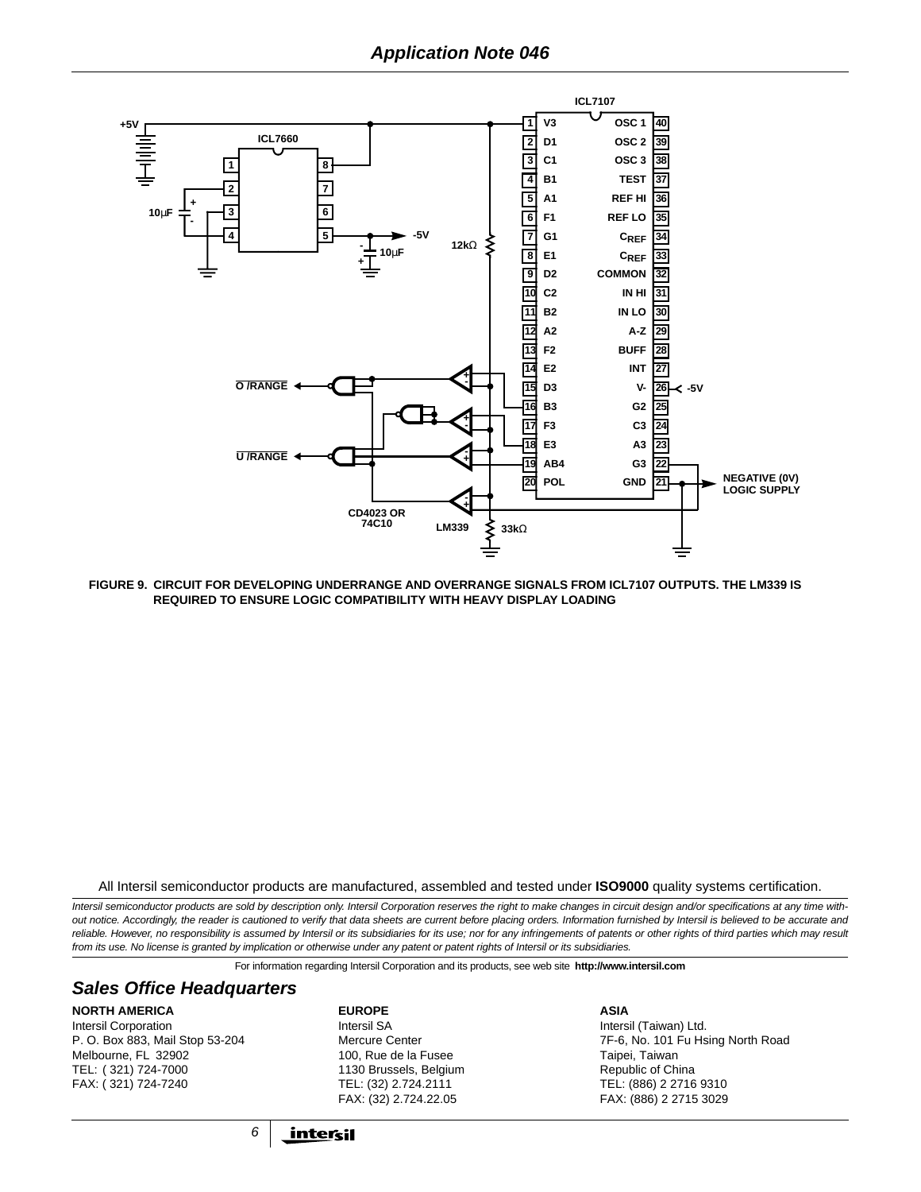ICL7107

+5V

ICL7660

10μF

-5V

10μF

12kΩ

O /RANGE

U /RANGE

CD4023 OR 74C10

LM339

33kΩ

-5V

NEGATIVE (0V) LOGIC SUPPLY

| | | | |
|---|---|---|---|
| 1 | V3 | OSC 1 | 40 |
| 2 | D1 | OSC 2 | 39 |
| 3 | C1 | OSC 3 | 38 |
| 4 | B1 | TEST | 37 |
| 5 | A1 | REF HI | 36 |
| 6 | F1 | REF LO | 35 |
| 7 | G1 | $C_{REF}$ | 34 |
| 8 | E1 | $C_{REF}$ | 33 |
| 9 | D2 | COMMON | 32 |
| 10 | C2 | IN HI | 31 |
| 11 | B2 | IN LO | 30 |
| 12 | A2 | A-Z | 29 |
| 13 | F2 | BUFF | 28 |
| 14 | E2 | INT | 27 |
| 15 | D3 | V- | 26 |
| 16 | B3 | G2 | 25 |
| 17 | F3 | C3 | 24 |
| 18 | E3 | A3 | 23 |
| 19 | AB4 | G3 | 22 |
| 20 | POL | GND | 21 |

FIGURE 9. CIRCUIT FOR DEVELOPING UNDERRANGE AND OVERRANGE SIGNALS FROM ICL7107 OUTPUTS. THE LM339 IS REQUIRED TO ENSURE LOGIC COMPATIBILITY WITH HEAVY DISPLAY LOADING

All Intersil semiconductor products are manufactured, assembled and tested under **ISO9000** quality systems certification.

*Intersil semiconductor products are sold by description only. Intersil Corporation reserves the right to make changes in circuit design and/or specifications at any time without notice. Accordingly, the reader is cautioned to verify that data sheets are current before placing orders. Information furnished by Intersil is believed to be accurate and reliable. However, no responsibility is assumed by Intersil or its subsidiaries for its use; nor for any infringements of patents or other rights of third parties which may result from its use. No license is granted by implication or otherwise under any patent or patent rights of Intersil or its subsidiaries.*

For information regarding Intersil Corporation and its products, see web site **http://www.intersil.com**

## *Sales Office Headquarters*

**NORTH AMERICA**
Intersil Corporation
P. O. Box 883, Mail Stop 53-204
Melbourne, FL 32902
TEL: ( 321) 724-7000
FAX: ( 321) 724-7240

**EUROPE**
Intersil SA
Mercure Center
100, Rue de la Fusee
1130 Brussels, Belgium
TEL: (32) 2.724.2111
FAX: (32) 2.724.22.05

**ASIA**
Intersil (Taiwan) Ltd.
7F-6, No. 101 Fu Hsing North Road
Taipei, Taiwan
Republic of China
TEL: (886) 2 2716 9310
FAX: (886) 2 2715 3029